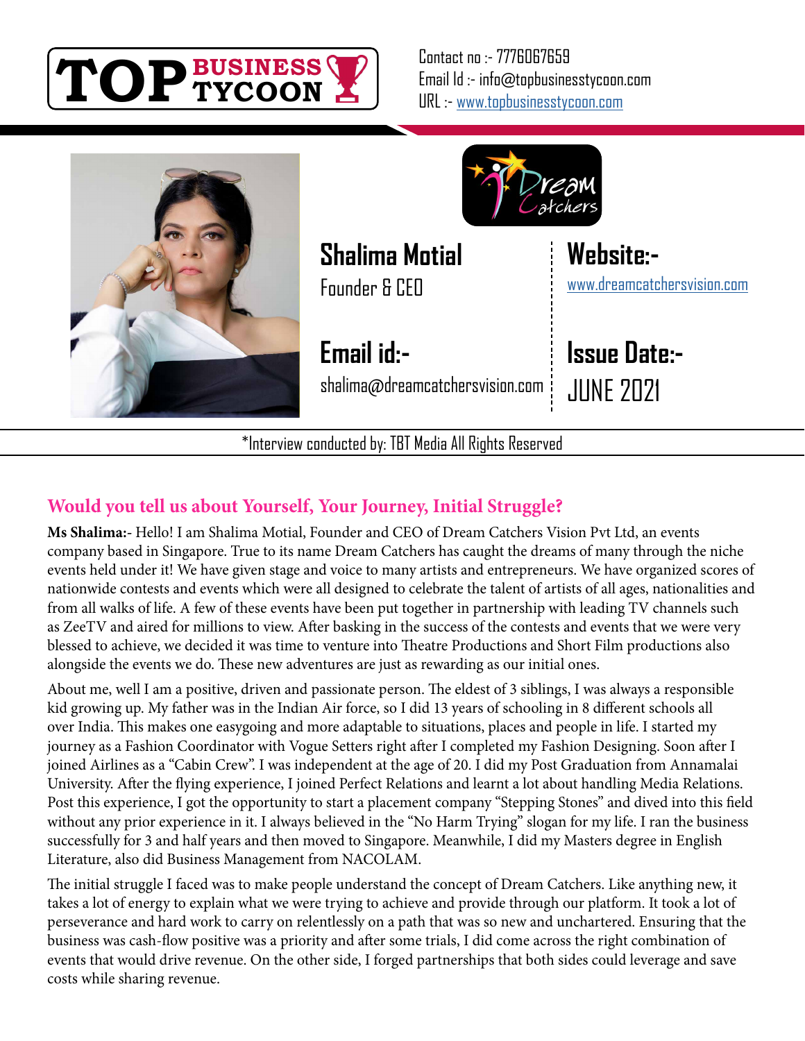TOP BUSINESS TYCOON

Contact no :- 7776067659
Email Id :- info@topbusinesstycoon.com
URL :- www.topbusinesstycoon.com

Dream Catchers

**Shalima Motial**
Founder & CEO

**Website:-**
www.dreamcatchersvision.com

**Email id:-**
shalima@dreamcatchersvision.com

**Issue Date:-**
JUNE 2021

*Interview conducted by: TBT Media All Rights Reserved

## Would you tell us about Yourself, Your Journey, Initial Struggle?

**Ms Shalima:**- Hello! I am Shalima Motial, Founder and CEO of Dream Catchers Vision Pvt Ltd, an events company based in Singapore. True to its name Dream Catchers has caught the dreams of many through the niche events held under it! We have given stage and voice to many artists and entrepreneurs. We have organized scores of nationwide contests and events which were all designed to celebrate the talent of artists of all ages, nationalities and from all walks of life. A few of these events have been put together in partnership with leading TV channels such as ZeeTV and aired for millions to view. After basking in the success of the contests and events that we were very blessed to achieve, we decided it was time to venture into Theatre Productions and Short Film productions also alongside the events we do. These new adventures are just as rewarding as our initial ones.

About me, well I am a positive, driven and passionate person. The eldest of 3 siblings, I was always a responsible kid growing up. My father was in the Indian Air force, so I did 13 years of schooling in 8 different schools all over India. This makes one easygoing and more adaptable to situations, places and people in life. I started my journey as a Fashion Coordinator with Vogue Setters right after I completed my Fashion Designing. Soon after I joined Airlines as a "Cabin Crew". I was independent at the age of 20. I did my Post Graduation from Annamalai University. After the flying experience, I joined Perfect Relations and learnt a lot about handling Media Relations. Post this experience, I got the opportunity to start a placement company "Stepping Stones" and dived into this field without any prior experience in it. I always believed in the "No Harm Trying" slogan for my life. I ran the business successfully for 3 and half years and then moved to Singapore. Meanwhile, I did my Masters degree in English Literature, also did Business Management from NACOLAM.

The initial struggle I faced was to make people understand the concept of Dream Catchers. Like anything new, it takes a lot of energy to explain what we were trying to achieve and provide through our platform. It took a lot of perseverance and hard work to carry on relentlessly on a path that was so new and unchartered. Ensuring that the business was cash-flow positive was a priority and after some trials, I did come across the right combination of events that would drive revenue. On the other side, I forged partnerships that both sides could leverage and save costs while sharing revenue.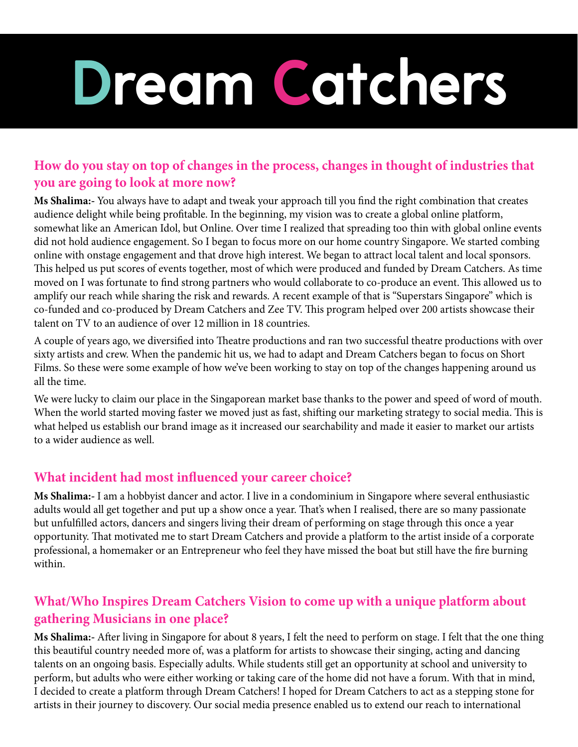# Dream Catchers

## How do you stay on top of changes in the process, changes in thought of industries that you are going to look at more now?

**Ms Shalima:**- You always have to adapt and tweak your approach till you find the right combination that creates audience delight while being profitable. In the beginning, my vision was to create a global online platform, somewhat like an American Idol, but Online. Over time I realized that spreading too thin with global online events did not hold audience engagement. So I began to focus more on our home country Singapore. We started combing online with onstage engagement and that drove high interest. We began to attract local talent and local sponsors. This helped us put scores of events together, most of which were produced and funded by Dream Catchers. As time moved on I was fortunate to find strong partners who would collaborate to co-produce an event. This allowed us to amplify our reach while sharing the risk and rewards. A recent example of that is "Superstars Singapore" which is co-funded and co-produced by Dream Catchers and Zee TV. This program helped over 200 artists showcase their talent on TV to an audience of over 12 million in 18 countries.

A couple of years ago, we diversified into Theatre productions and ran two successful theatre productions with over sixty artists and crew. When the pandemic hit us, we had to adapt and Dream Catchers began to focus on Short Films. So these were some example of how we've been working to stay on top of the changes happening around us all the time.

We were lucky to claim our place in the Singaporean market base thanks to the power and speed of word of mouth. When the world started moving faster we moved just as fast, shifting our marketing strategy to social media. This is what helped us establish our brand image as it increased our searchability and made it easier to market our artists to a wider audience as well.

## What incident had most influenced your career choice?

**Ms Shalima:**- I am a hobbyist dancer and actor. I live in a condominium in Singapore where several enthusiastic adults would all get together and put up a show once a year. That's when I realised, there are so many passionate but unfulfilled actors, dancers and singers living their dream of performing on stage through this once a year opportunity. That motivated me to start Dream Catchers and provide a platform to the artist inside of a corporate professional, a homemaker or an Entrepreneur who feel they have missed the boat but still have the fire burning within.

## What/Who Inspires Dream Catchers Vision to come up with a unique platform about gathering Musicians in one place?

**Ms Shalima:**- After living in Singapore for about 8 years, I felt the need to perform on stage. I felt that the one thing this beautiful country needed more of, was a platform for artists to showcase their singing, acting and dancing talents on an ongoing basis. Especially adults. While students still get an opportunity at school and university to perform, but adults who were either working or taking care of the home did not have a forum. With that in mind, I decided to create a platform through Dream Catchers! I hoped for Dream Catchers to act as a stepping stone for artists in their journey to discovery. Our social media presence enabled us to extend our reach to international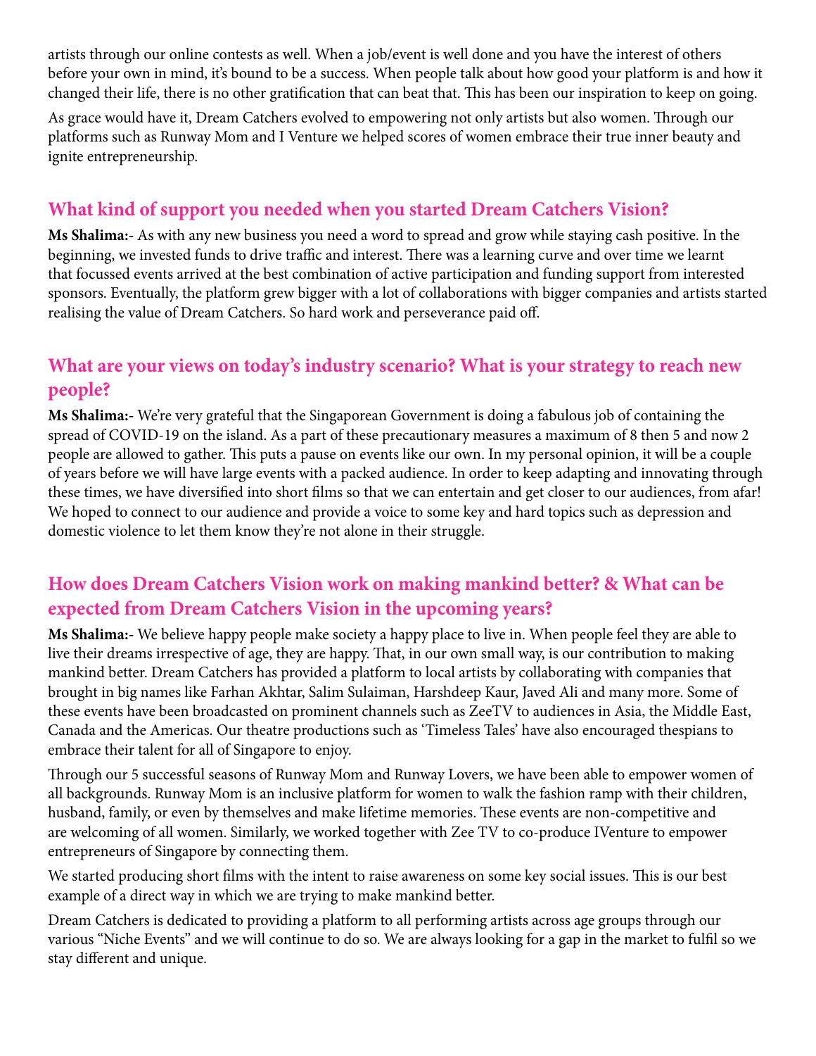artists through our online contests as well. When a job/event is well done and you have the interest of others before your own in mind, it's bound to be a success. When people talk about how good your platform is and how it changed their life, there is no other gratification that can beat that. This has been our inspiration to keep on going.

As grace would have it, Dream Catchers evolved to empowering not only artists but also women. Through our platforms such as Runway Mom and I Venture we helped scores of women embrace their true inner beauty and ignite entrepreneurship.

## What kind of support you needed when you started Dream Catchers Vision?

**Ms Shalima:**- As with any new business you need a word to spread and grow while staying cash positive. In the beginning, we invested funds to drive traffic and interest. There was a learning curve and over time we learnt that focussed events arrived at the best combination of active participation and funding support from interested sponsors. Eventually, the platform grew bigger with a lot of collaborations with bigger companies and artists started realising the value of Dream Catchers. So hard work and perseverance paid off.

## What are your views on today's industry scenario? What is your strategy to reach new people?

**Ms Shalima:**- We're very grateful that the Singaporean Government is doing a fabulous job of containing the spread of COVID-19 on the island. As a part of these precautionary measures a maximum of 8 then 5 and now 2 people are allowed to gather. This puts a pause on events like our own. In my personal opinion, it will be a couple of years before we will have large events with a packed audience. In order to keep adapting and innovating through these times, we have diversified into short films so that we can entertain and get closer to our audiences, from afar! We hoped to connect to our audience and provide a voice to some key and hard topics such as depression and domestic violence to let them know they're not alone in their struggle.

## How does Dream Catchers Vision work on making mankind better? & What can be expected from Dream Catchers Vision in the upcoming years?

**Ms Shalima:**- We believe happy people make society a happy place to live in. When people feel they are able to live their dreams irrespective of age, they are happy. That, in our own small way, is our contribution to making mankind better. Dream Catchers has provided a platform to local artists by collaborating with companies that brought in big names like Farhan Akhtar, Salim Sulaiman, Harshdeep Kaur, Javed Ali and many more. Some of these events have been broadcasted on prominent channels such as ZeeTV to audiences in Asia, the Middle East, Canada and the Americas. Our theatre productions such as 'Timeless Tales' have also encouraged thespians to embrace their talent for all of Singapore to enjoy.

Through our 5 successful seasons of Runway Mom and Runway Lovers, we have been able to empower women of all backgrounds. Runway Mom is an inclusive platform for women to walk the fashion ramp with their children, husband, family, or even by themselves and make lifetime memories. These events are non-competitive and are welcoming of all women. Similarly, we worked together with Zee TV to co-produce IVenture to empower entrepreneurs of Singapore by connecting them.

We started producing short films with the intent to raise awareness on some key social issues. This is our best example of a direct way in which we are trying to make mankind better.

Dream Catchers is dedicated to providing a platform to all performing artists across age groups through our various "Niche Events" and we will continue to do so. We are always looking for a gap in the market to fulfil so we stay different and unique.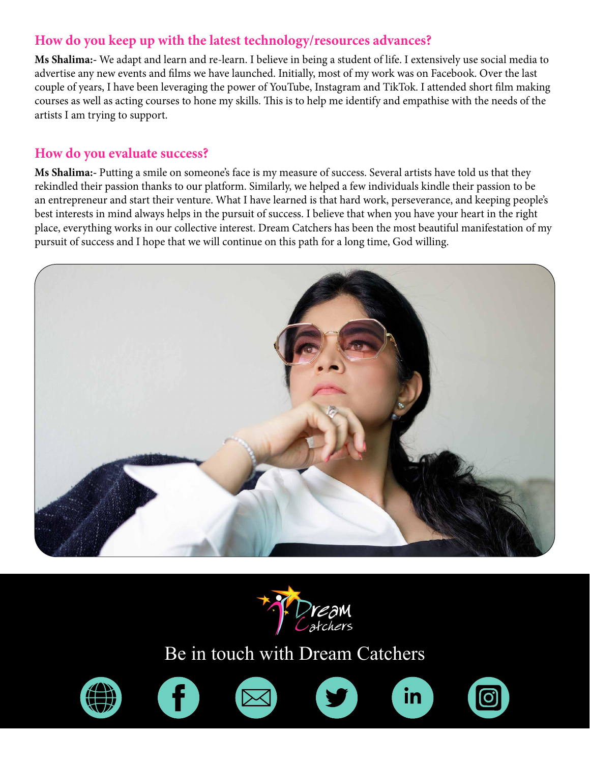## How do you keep up with the latest technology/resources advances?

**Ms Shalima:-** We adapt and learn and re-learn. I believe in being a student of life. I extensively use social media to advertise any new events and films we have launched. Initially, most of my work was on Facebook. Over the last couple of years, I have been leveraging the power of YouTube, Instagram and TikTok. I attended short film making courses as well as acting courses to hone my skills. This is to help me identify and empathise with the needs of the artists I am trying to support.

## How do you evaluate success?

**Ms Shalima:-** Putting a smile on someone's face is my measure of success. Several artists have told us that they rekindled their passion thanks to our platform. Similarly, we helped a few individuals kindle their passion to be an entrepreneur and start their venture. What I have learned is that hard work, perseverance, and keeping people's best interests in mind always helps in the pursuit of success. I believe that when you have your heart in the right place, everything works in our collective interest. Dream Catchers has been the most beautiful manifestation of my pursuit of success and I hope that we will continue on this path for a long time, God willing.

Dream Catchers

Be in touch with Dream Catchers